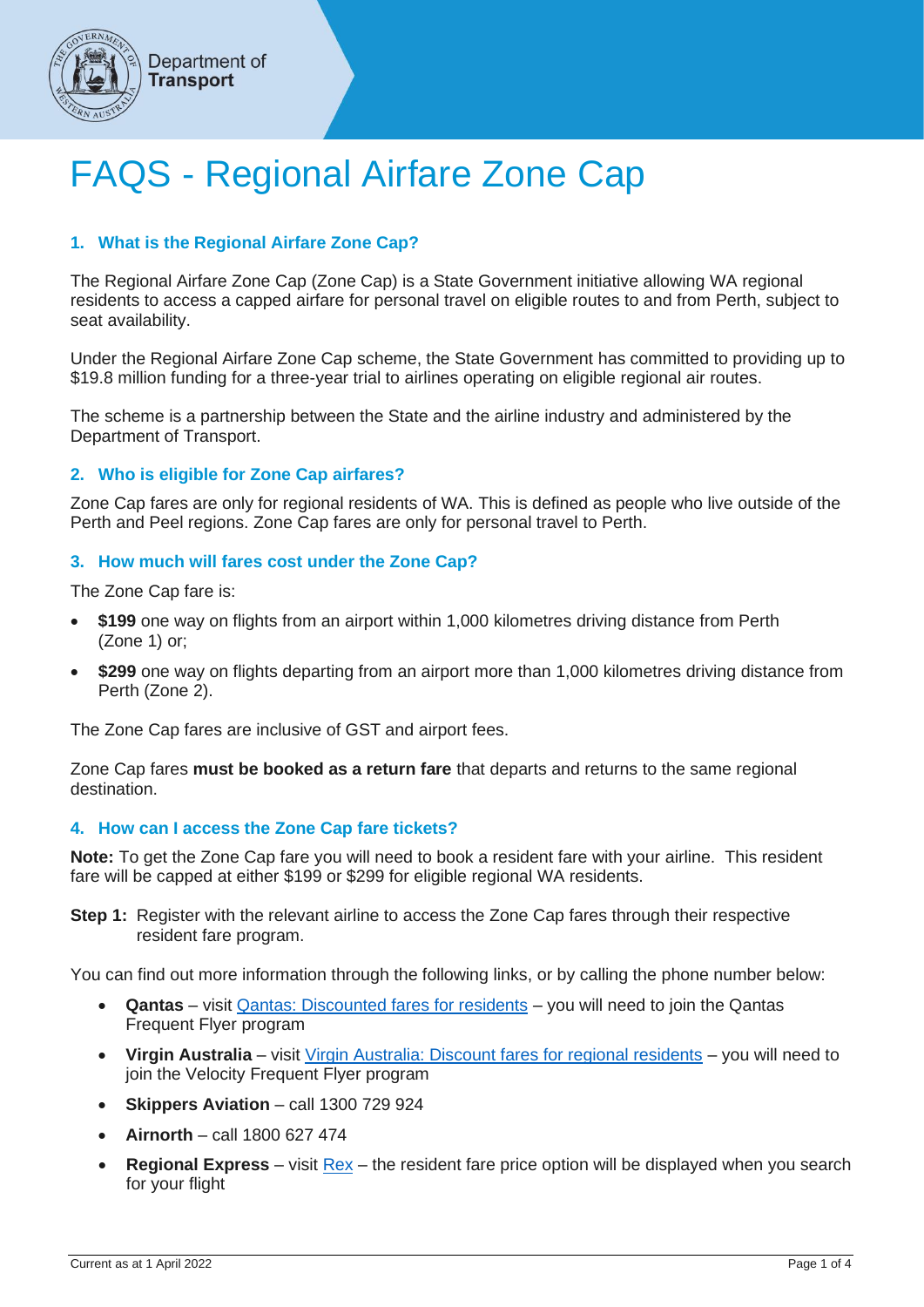Department of
**Transport**

# FAQS - Regional Airfare Zone Cap

## 1. What is the Regional Airfare Zone Cap?

The Regional Airfare Zone Cap (Zone Cap) is a State Government initiative allowing WA regional residents to access a capped airfare for personal travel on eligible routes to and from Perth, subject to seat availability.

Under the Regional Airfare Zone Cap scheme, the State Government has committed to providing up to $19.8 million funding for a three-year trial to airlines operating on eligible regional air routes.

The scheme is a partnership between the State and the airline industry and administered by the Department of Transport.

## 2. Who is eligible for Zone Cap airfares?

Zone Cap fares are only for regional residents of WA. This is defined as people who live outside of the Perth and Peel regions. Zone Cap fares are only for personal travel to Perth.

## 3. How much will fares cost under the Zone Cap?

The Zone Cap fare is:

- **$199** one way on flights from an airport within 1,000 kilometres driving distance from Perth (Zone 1) or;
- **$299** one way on flights departing from an airport more than 1,000 kilometres driving distance from Perth (Zone 2).

The Zone Cap fares are inclusive of GST and airport fees.

Zone Cap fares **must be booked as a return fare** that departs and returns to the same regional destination.

## 4. How can I access the Zone Cap fare tickets?

**Note:** To get the Zone Cap fare you will need to book a resident fare with your airline. This resident fare will be capped at either $199 or $299 for eligible regional WA residents.

**Step 1:** Register with the relevant airline to access the Zone Cap fares through their respective resident fare program.

You can find out more information through the following links, or by calling the phone number below:

- **Qantas** – visit Qantas: Discounted fares for residents – you will need to join the Qantas Frequent Flyer program
- **Virgin Australia** – visit Virgin Australia: Discount fares for regional residents – you will need to join the Velocity Frequent Flyer program
- **Skippers Aviation** – call 1300 729 924
- **Airnorth** – call 1800 627 474
- **Regional Express** – visit Rex – the resident fare price option will be displayed when you search for your flight

Current as at 1 April 2022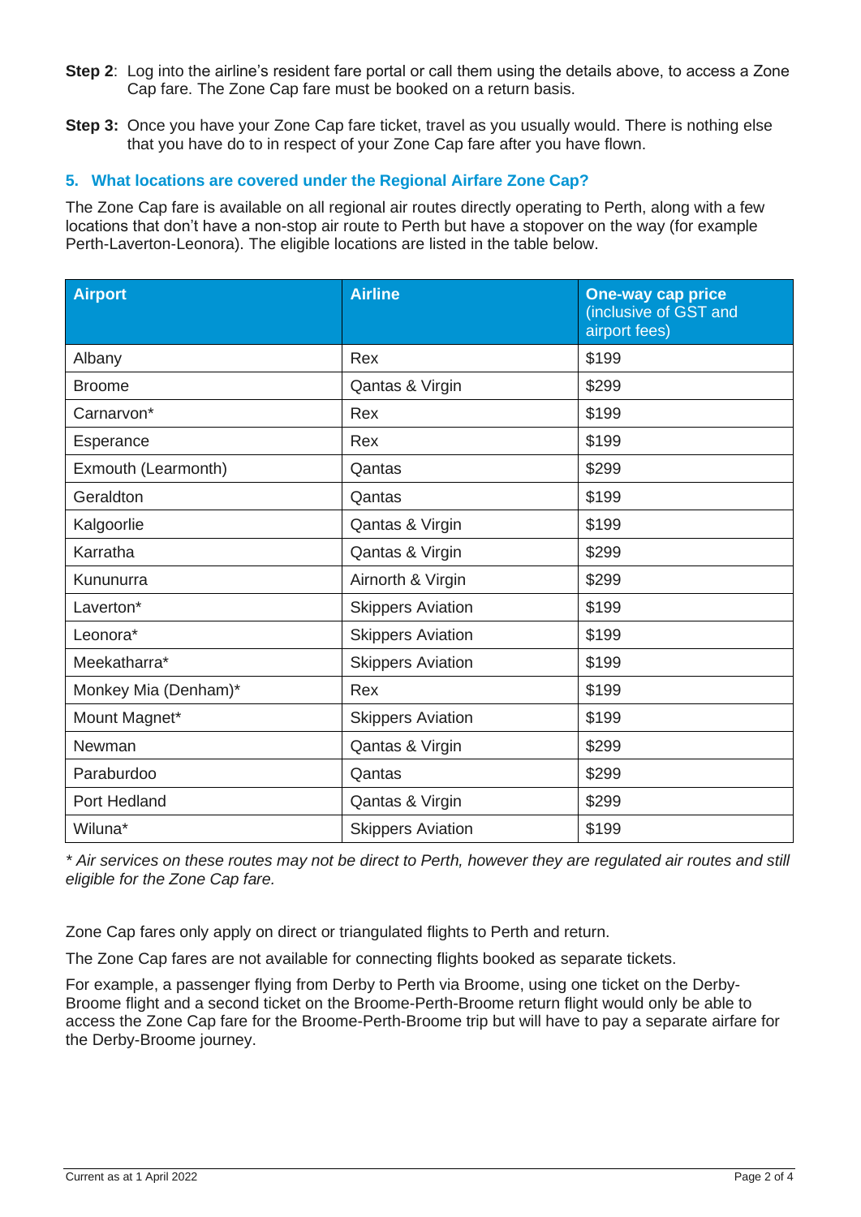**Step 2**: Log into the airline's resident fare portal or call them using the details above, to access a Zone Cap fare. The Zone Cap fare must be booked on a return basis.

**Step 3:** Once you have your Zone Cap fare ticket, travel as you usually would. There is nothing else that you have do to in respect of your Zone Cap fare after you have flown.

## 5. What locations are covered under the Regional Airfare Zone Cap?

The Zone Cap fare is available on all regional air routes directly operating to Perth, along with a few locations that don't have a non-stop air route to Perth but have a stopover on the way (for example Perth-Laverton-Leonora). The eligible locations are listed in the table below.

| Airport | Airline | One-way cap price (inclusive of GST and airport fees) |
|---|---|---|
| Albany | Rex | $199 |
| Broome | Qantas & Virgin | $299 |
| Carnarvon* | Rex | $199 |
| Esperance | Rex | $199 |
| Exmouth (Learmonth) | Qantas | $299 |
| Geraldton | Qantas | $199 |
| Kalgoorlie | Qantas & Virgin | $199 |
| Karratha | Qantas & Virgin | $299 |
| Kununurra | Airnorth & Virgin | $299 |
| Laverton* | Skippers Aviation | $199 |
| Leonora* | Skippers Aviation | $199 |
| Meekatharra* | Skippers Aviation | $199 |
| Monkey Mia (Denham)* | Rex | $199 |
| Mount Magnet* | Skippers Aviation | $199 |
| Newman | Qantas & Virgin | $299 |
| Paraburdoo | Qantas | $299 |
| Port Hedland | Qantas & Virgin | $299 |
| Wiluna* | Skippers Aviation | $199 |

*\* Air services on these routes may not be direct to Perth, however they are regulated air routes and still eligible for the Zone Cap fare.*

Zone Cap fares only apply on direct or triangulated flights to Perth and return.

The Zone Cap fares are not available for connecting flights booked as separate tickets.

For example, a passenger flying from Derby to Perth via Broome, using one ticket on the Derby-Broome flight and a second ticket on the Broome-Perth-Broome return flight would only be able to access the Zone Cap fare for the Broome-Perth-Broome trip but will have to pay a separate airfare for the Derby-Broome journey.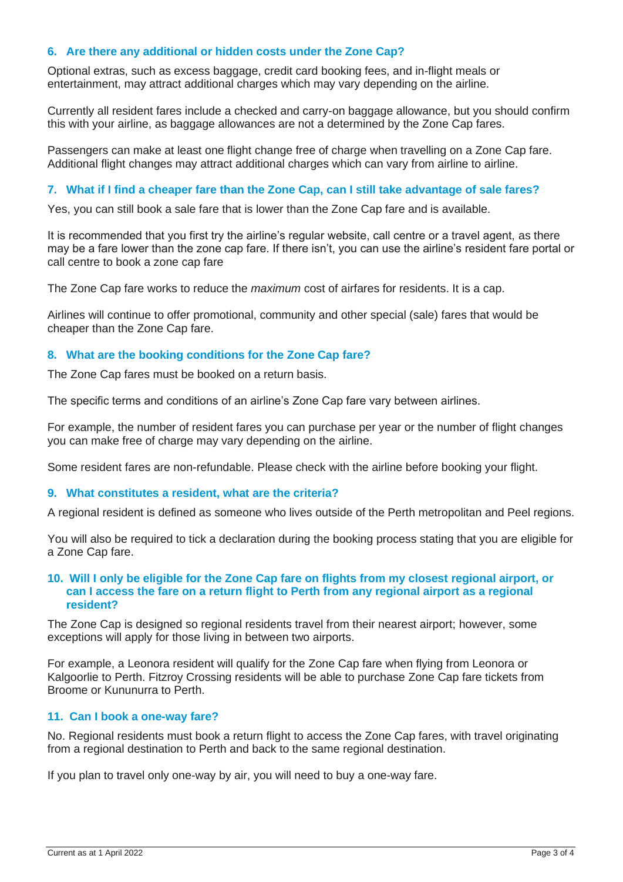### 6. Are there any additional or hidden costs under the Zone Cap?

Optional extras, such as excess baggage, credit card booking fees, and in-flight meals or entertainment, may attract additional charges which may vary depending on the airline.

Currently all resident fares include a checked and carry-on baggage allowance, but you should confirm this with your airline, as baggage allowances are not a determined by the Zone Cap fares.

Passengers can make at least one flight change free of charge when travelling on a Zone Cap fare. Additional flight changes may attract additional charges which can vary from airline to airline.

### 7. What if I find a cheaper fare than the Zone Cap, can I still take advantage of sale fares?

Yes, you can still book a sale fare that is lower than the Zone Cap fare and is available.

It is recommended that you first try the airline's regular website, call centre or a travel agent, as there may be a fare lower than the zone cap fare. If there isn't, you can use the airline's resident fare portal or call centre to book a zone cap fare

The Zone Cap fare works to reduce the *maximum* cost of airfares for residents. It is a cap.

Airlines will continue to offer promotional, community and other special (sale) fares that would be cheaper than the Zone Cap fare.

### 8. What are the booking conditions for the Zone Cap fare?

The Zone Cap fares must be booked on a return basis.

The specific terms and conditions of an airline's Zone Cap fare vary between airlines.

For example, the number of resident fares you can purchase per year or the number of flight changes you can make free of charge may vary depending on the airline.

Some resident fares are non-refundable. Please check with the airline before booking your flight.

### 9. What constitutes a resident, what are the criteria?

A regional resident is defined as someone who lives outside of the Perth metropolitan and Peel regions.

You will also be required to tick a declaration during the booking process stating that you are eligible for a Zone Cap fare.

### 10. Will I only be eligible for the Zone Cap fare on flights from my closest regional airport, or can I access the fare on a return flight to Perth from any regional airport as a regional resident?

The Zone Cap is designed so regional residents travel from their nearest airport; however, some exceptions will apply for those living in between two airports.

For example, a Leonora resident will qualify for the Zone Cap fare when flying from Leonora or Kalgoorlie to Perth. Fitzroy Crossing residents will be able to purchase Zone Cap fare tickets from Broome or Kununurra to Perth.

### 11. Can I book a one-way fare?

No. Regional residents must book a return flight to access the Zone Cap fares, with travel originating from a regional destination to Perth and back to the same regional destination.

If you plan to travel only one-way by air, you will need to buy a one-way fare.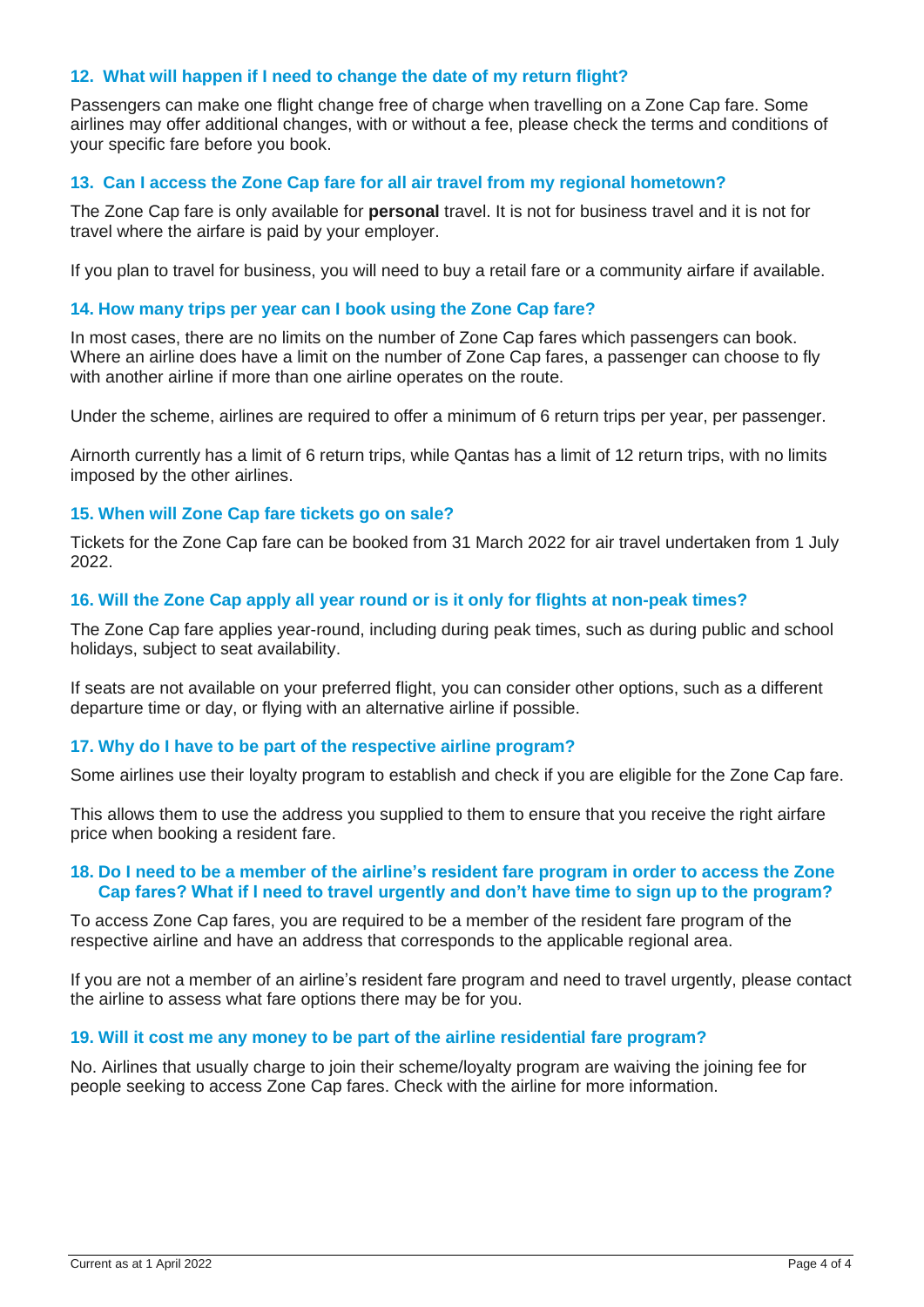### 12. What will happen if I need to change the date of my return flight?

Passengers can make one flight change free of charge when travelling on a Zone Cap fare. Some airlines may offer additional changes, with or without a fee, please check the terms and conditions of your specific fare before you book.

### 13. Can I access the Zone Cap fare for all air travel from my regional hometown?

The Zone Cap fare is only available for **personal** travel. It is not for business travel and it is not for travel where the airfare is paid by your employer.

If you plan to travel for business, you will need to buy a retail fare or a community airfare if available.

### 14. How many trips per year can I book using the Zone Cap fare?

In most cases, there are no limits on the number of Zone Cap fares which passengers can book. Where an airline does have a limit on the number of Zone Cap fares, a passenger can choose to fly with another airline if more than one airline operates on the route.

Under the scheme, airlines are required to offer a minimum of 6 return trips per year, per passenger.

Airnorth currently has a limit of 6 return trips, while Qantas has a limit of 12 return trips, with no limits imposed by the other airlines.

### 15. When will Zone Cap fare tickets go on sale?

Tickets for the Zone Cap fare can be booked from 31 March 2022 for air travel undertaken from 1 July 2022.

### 16. Will the Zone Cap apply all year round or is it only for flights at non-peak times?

The Zone Cap fare applies year-round, including during peak times, such as during public and school holidays, subject to seat availability.

If seats are not available on your preferred flight, you can consider other options, such as a different departure time or day, or flying with an alternative airline if possible.

### 17. Why do I have to be part of the respective airline program?

Some airlines use their loyalty program to establish and check if you are eligible for the Zone Cap fare.

This allows them to use the address you supplied to them to ensure that you receive the right airfare price when booking a resident fare.

### 18. Do I need to be a member of the airline's resident fare program in order to access the Zone Cap fares? What if I need to travel urgently and don't have time to sign up to the program?

To access Zone Cap fares, you are required to be a member of the resident fare program of the respective airline and have an address that corresponds to the applicable regional area.

If you are not a member of an airline's resident fare program and need to travel urgently, please contact the airline to assess what fare options there may be for you.

### 19. Will it cost me any money to be part of the airline residential fare program?

No. Airlines that usually charge to join their scheme/loyalty program are waiving the joining fee for people seeking to access Zone Cap fares. Check with the airline for more information.

Current as at 1 April 2022